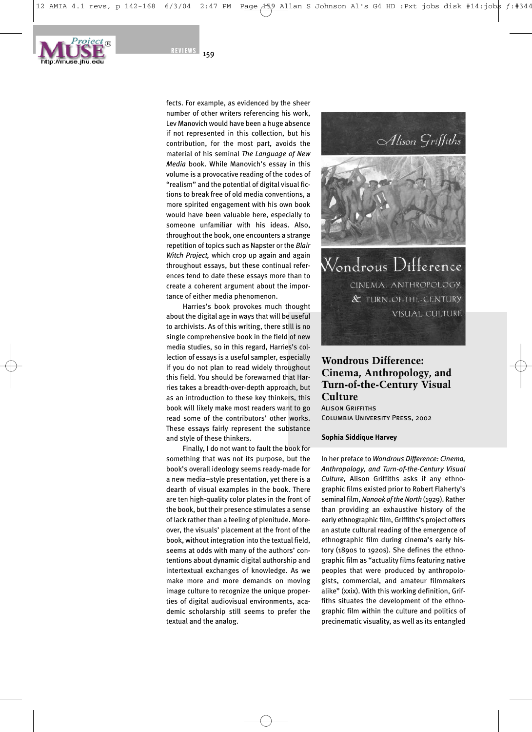fects. For example, as evidenced by the sheer number of other writers referencing his work, Lev Manovich would have been a huge absence if not represented in this collection, but his contribution, for the most part, avoids the material of his seminal *The Language of New Media* book. While Manovich's essay in this volume is a provocative reading of the codes of "realism" and the potential of digital visual fictions to break free of old media conventions, a more spirited engagement with his own book would have been valuable here, especially to someone unfamiliar with his ideas. Also, throughout the book, one encounters a strange repetition of topics such as Napster or the *Blair Witch Project,* which crop up again and again throughout essays, but these continual references tend to date these essays more than to create a coherent argument about the importance of either media phenomenon.

Harries's book provokes much thought about the digital age in ways that will be useful to archivists. As of this writing, there still is no single comprehensive book in the field of new media studies, so in this regard, Harries's collection of essays is a useful sampler, especially if you do not plan to read widely throughout this field. You should be forewarned that Harries takes a breadth-over-depth approach, but as an introduction to these key thinkers, this book will likely make most readers want to go read some of the contributors' other works. These essays fairly represent the substance and style of these thinkers.

Finally, I do not want to fault the book for something that was not its purpose, but the book's overall ideology seems ready-made for a new media–style presentation, yet there is a dearth of visual examples in the book. There are ten high-quality color plates in the front of the book, but their presence stimulates a sense of lack rather than a feeling of plenitude. Moreover, the visuals' placement at the front of the book, without integration into the textual field, seems at odds with many of the authors' contentions about dynamic digital authorship and intertextual exchanges of knowledge. As we make more and more demands on moving image culture to recognize the unique properties of digital audiovisual environments, academic scholarship still seems to prefer the textual and the analog.

## Wondrous Difference: Cinema, Anthropology, and Turn-of-the-Century Visual Culture

Alison Griffiths
Columbia University Press, 2002

**Sophia Siddique Harvey**

In her preface to *Wondrous Difference: Cinema, Anthropology, and Turn-of-the-Century Visual Culture,* Alison Griffiths asks if any ethnographic films existed prior to Robert Flaherty's seminal film, *Nanook of the North* (1929). Rather than providing an exhaustive history of the early ethnographic film, Griffiths's project offers an astute cultural reading of the emergence of ethnographic film during cinema's early history (1890s to 1920s). She defines the ethnographic film as "actuality films featuring native peoples that were produced by anthropologists, commercial, and amateur filmmakers alike" (xxix). With this working definition, Griffiths situates the development of the ethnographic film within the culture and politics of precinematic visuality, as well as its entangled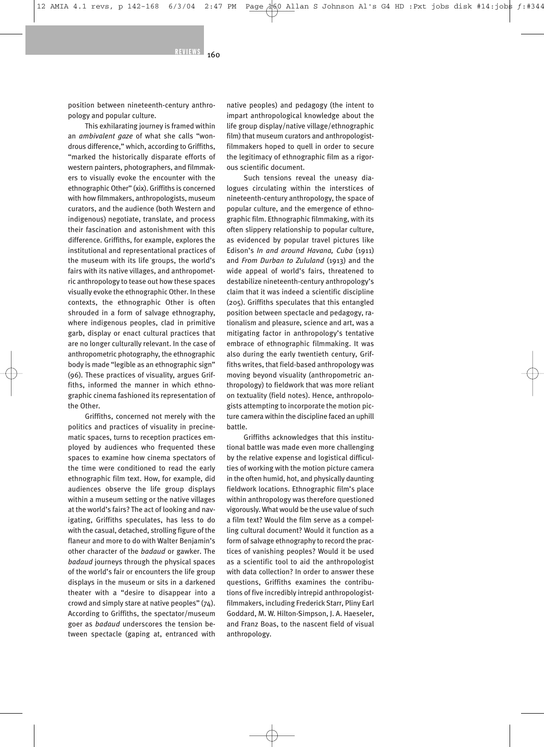position between nineteenth-century anthropology and popular culture.

This exhilarating journey is framed within an *ambivalent gaze* of what she calls "wondrous difference," which, according to Griffiths, "marked the historically disparate efforts of western painters, photographers, and filmmakers to visually evoke the encounter with the ethnographic Other" (xix). Griffiths is concerned with how filmmakers, anthropologists, museum curators, and the audience (both Western and indigenous) negotiate, translate, and process their fascination and astonishment with this difference. Griffiths, for example, explores the institutional and representational practices of the museum with its life groups, the world's fairs with its native villages, and anthropometric anthropology to tease out how these spaces visually evoke the ethnographic Other. In these contexts, the ethnographic Other is often shrouded in a form of salvage ethnography, where indigenous peoples, clad in primitive garb, display or enact cultural practices that are no longer culturally relevant. In the case of anthropometric photography, the ethnographic body is made "legible as an ethnographic sign" (96). These practices of visuality, argues Griffiths, informed the manner in which ethnographic cinema fashioned its representation of the Other.

Griffiths, concerned not merely with the politics and practices of visuality in precinematic spaces, turns to reception practices employed by audiences who frequented these spaces to examine how cinema spectators of the time were conditioned to read the early ethnographic film text. How, for example, did audiences observe the life group displays within a museum setting or the native villages at the world's fairs? The act of looking and navigating, Griffiths speculates, has less to do with the casual, detached, strolling figure of the flaneur and more to do with Walter Benjamin's other character of the *badaud* or gawker. The *badaud* journeys through the physical spaces of the world's fair or encounters the life group displays in the museum or sits in a darkened theater with a "desire to disappear into a crowd and simply stare at native peoples" (74). According to Griffiths, the spectator/museum goer as *badaud* underscores the tension between spectacle (gaping at, entranced with native peoples) and pedagogy (the intent to impart anthropological knowledge about the life group display/native village/ethnographic film) that museum curators and anthropologist-filmmakers hoped to quell in order to secure the legitimacy of ethnographic film as a rigorous scientific document.

Such tensions reveal the uneasy dialogues circulating within the interstices of nineteenth-century anthropology, the space of popular culture, and the emergence of ethnographic film. Ethnographic filmmaking, with its often slippery relationship to popular culture, as evidenced by popular travel pictures like Edison's *In and around Havana, Cuba* (1911) and *From Durban to Zululand* (1913) and the wide appeal of world's fairs, threatened to destabilize nineteenth-century anthropology's claim that it was indeed a scientific discipline (205). Griffiths speculates that this entangled position between spectacle and pedagogy, rationalism and pleasure, science and art, was a mitigating factor in anthropology's tentative embrace of ethnographic filmmaking. It was also during the early twentieth century, Griffiths writes, that field-based anthropology was moving beyond visuality (anthropometric anthropology) to fieldwork that was more reliant on textuality (field notes). Hence, anthropologists attempting to incorporate the motion picture camera within the discipline faced an uphill battle.

Griffiths acknowledges that this institutional battle was made even more challenging by the relative expense and logistical difficulties of working with the motion picture camera in the often humid, hot, and physically daunting fieldwork locations. Ethnographic film's place within anthropology was therefore questioned vigorously. What would be the use value of such a film text? Would the film serve as a compelling cultural document? Would it function as a form of salvage ethnography to record the practices of vanishing peoples? Would it be used as a scientific tool to aid the anthropologist with data collection? In order to answer these questions, Griffiths examines the contributions of five incredibly intrepid anthropologist-filmmakers, including Frederick Starr, Pliny Earl Goddard, M. W. Hilton-Simpson, J. A. Haeseler, and Franz Boas, to the nascent field of visual anthropology.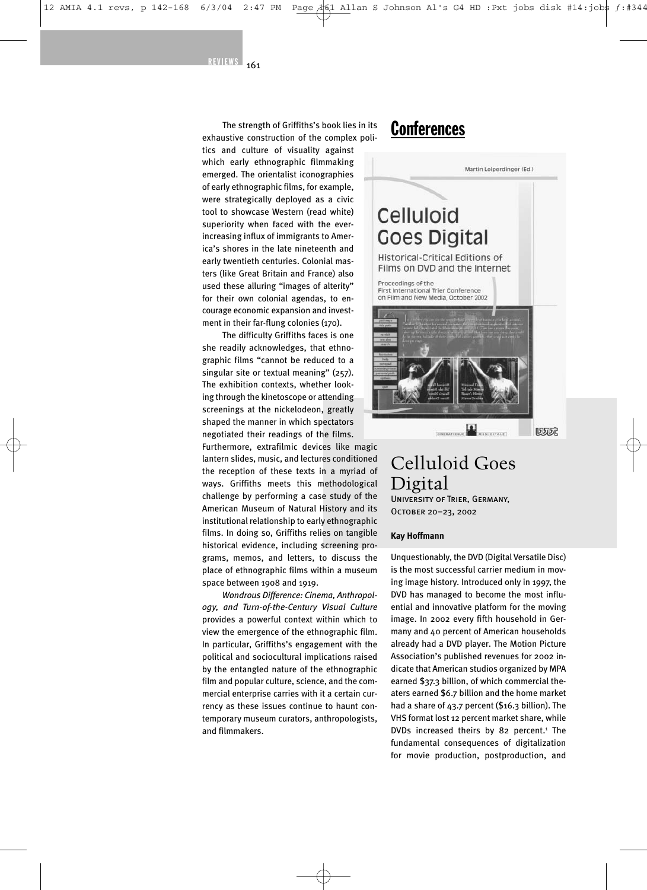The strength of Griffiths's book lies in its exhaustive construction of the complex politics and culture of visuality against which early ethnographic filmmaking emerged. The orientalist iconographies of early ethnographic films, for example, were strategically deployed as a civic tool to showcase Western (read white) superiority when faced with the ever-increasing influx of immigrants to America's shores in the late nineteenth and early twentieth centuries. Colonial masters (like Great Britain and France) also used these alluring "images of alterity" for their own colonial agendas, to encourage economic expansion and investment in their far-flung colonies (170).

The difficulty Griffiths faces is one she readily acknowledges, that ethnographic films "cannot be reduced to a singular site or textual meaning" (257). The exhibition contexts, whether looking through the kinetoscope or attending screenings at the nickelodeon, greatly shaped the manner in which spectators negotiated their readings of the films. Furthermore, extrafilmic devices like magic lantern slides, music, and lectures conditioned the reception of these texts in a myriad of ways. Griffiths meets this methodological challenge by performing a case study of the American Museum of Natural History and its institutional relationship to early ethnographic films. In doing so, Griffiths relies on tangible historical evidence, including screening programs, memos, and letters, to discuss the place of ethnographic films within a museum space between 1908 and 1919.

*Wondrous Difference: Cinema, Anthropology, and Turn-of-the-Century Visual Culture* provides a powerful context within which to view the emergence of the ethnographic film. In particular, Griffiths's engagement with the political and sociocultural implications raised by the entangled nature of the ethnographic film and popular culture, science, and the commercial enterprise carries with it a certain currency as these issues continue to haunt contemporary museum curators, anthropologists, and filmmakers.

# Conferences

## Celluloid Goes Digital

University of Trier, Germany,
October 20–23, 2002

**Kay Hoffmann**

Unquestionably, the DVD (Digital Versatile Disc) is the most successful carrier medium in moving image history. Introduced only in 1997, the DVD has managed to become the most influential and innovative platform for the moving image. In 2002 every fifth household in Germany and 40 percent of American households already had a DVD player. The Motion Picture Association's published revenues for 2002 indicate that American studios organized by MPA earned $37.3 billion, of which commercial theaters earned $6.7 billion and the home market had a share of 43.7 percent ($16.3 billion). The VHS format lost 12 percent market share, while DVDs increased theirs by 82 percent.[1] The fundamental consequences of digitalization for movie production, postproduction, and